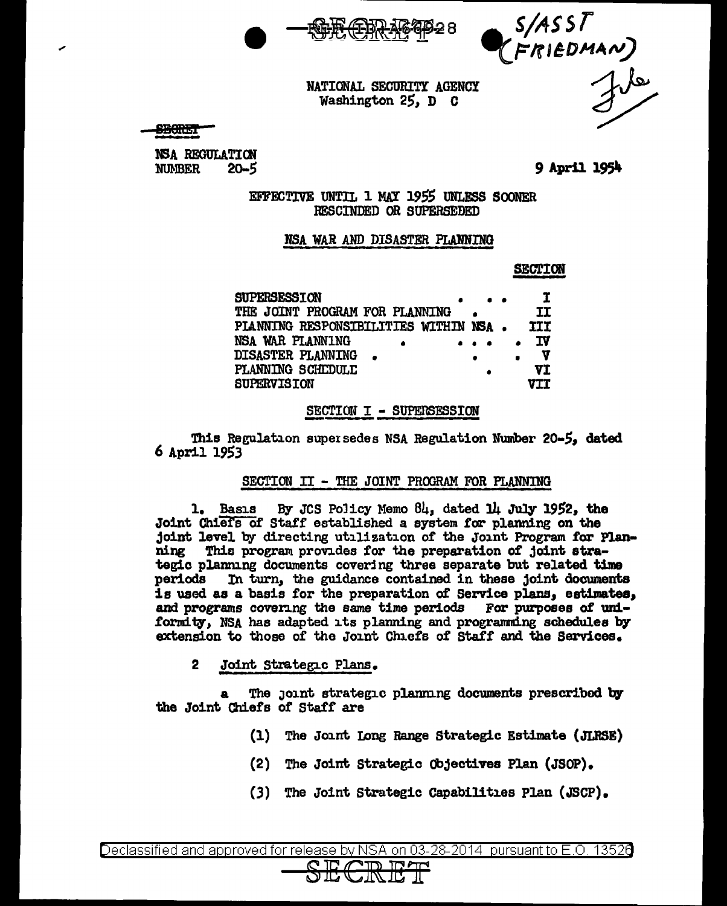SECRET

S/ASST (FRIEDMAN)

File

NATIONAL SECURITY AGENCY
Washington 25, D C

SECRET

NSA REGULATION
NUMBER 20-5

9 April 1954

EFFECTIVE UNTIL 1 MAY 1955 UNLESS SOONER RESCINDED OR SUPERSEDED

## NSA WAR AND DISASTER PLANNING

| | SECTION |
|---|---|
| SUPERSESSION | I |
| THE JOINT PROGRAM FOR PLANNING | II |
| PLANNING RESPONSIBILITIES WITHIN NSA | III |
| NSA WAR PLANNING | IV |
| DISASTER PLANNING | V |
| PLANNING SCHEDULE | VI |
| SUPERVISION | VII |

### SECTION I - SUPERSESSION

This Regulation supersedes NSA Regulation Number 20-5, dated 6 April 1953

### SECTION II - THE JOINT PROGRAM FOR PLANNING

1. Basis By JCS Policy Memo 84, dated 14 July 1952, the Joint Chiefs of Staff established a system for planning on the joint level by directing utilization of the Joint Program for Planning This program provides for the preparation of joint strategic planning documents covering three separate but related time periods In turn, the guidance contained in these joint documents is used as a basis for the preparation of Service plans, estimates, and programs covering the same time periods For purposes of uniformity, NSA has adapted its planning and programming schedules by extension to those of the Joint Chiefs of Staff and the Services.

2 Joint Strategic Plans.

a The joint strategic planning documents prescribed by the Joint Chiefs of Staff are

(1) The Joint Long Range Strategic Estimate (JLRSE)

(2) The Joint Strategic Objectives Plan (JSOP).

(3) The Joint Strategic Capabilities Plan (JSCP).

Declassified and approved for release by NSA on 03-28-2014 pursuant to E.O. 13526

SECRET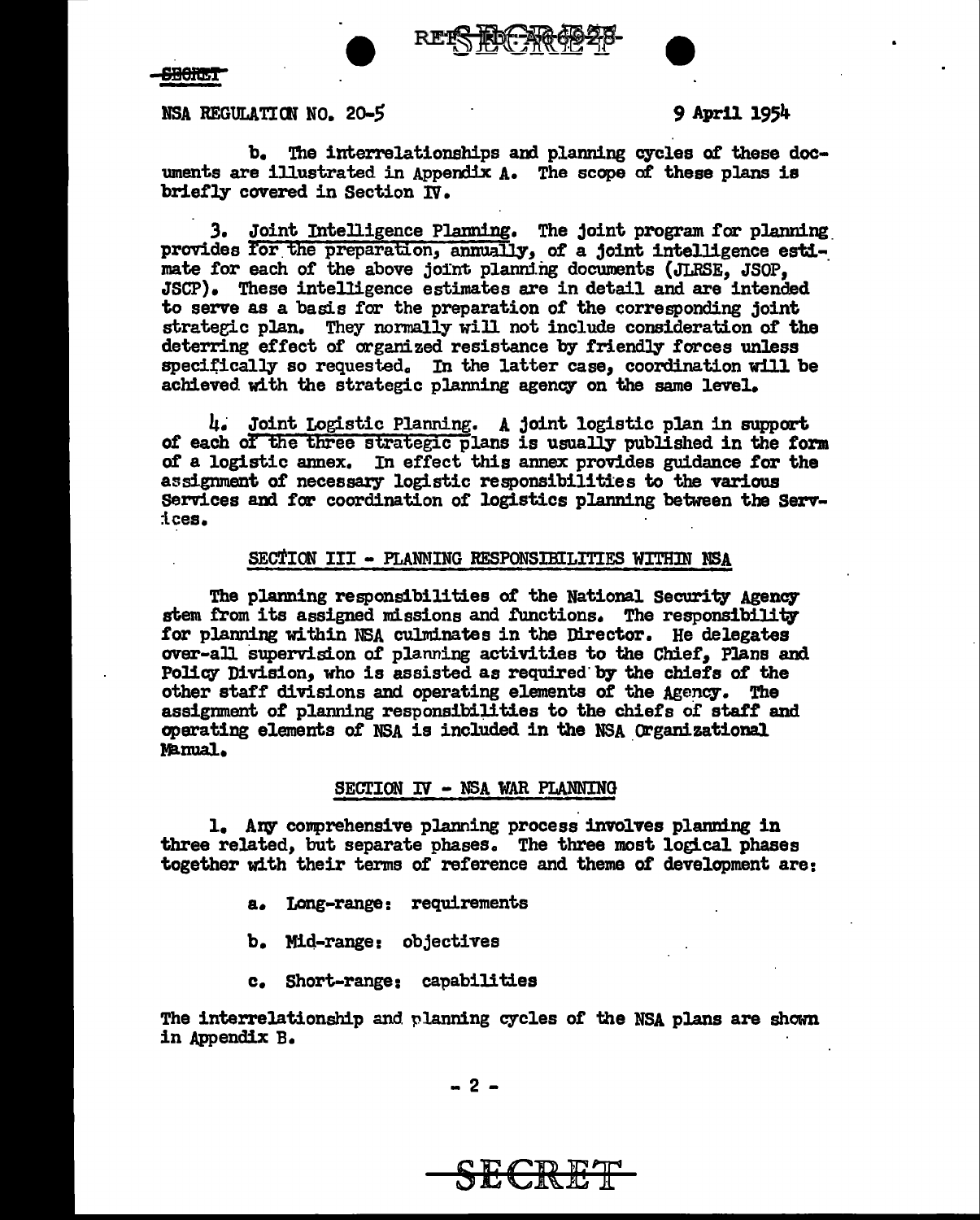NSA REGULATION NO. 20-5 9 April 1954

b. The interrelationships and planning cycles of these documents are illustrated in Appendix A. The scope of these plans is briefly covered in Section IV.

3. Joint Intelligence Planning. The joint program for planning provides for the preparation, annually, of a joint intelligence estimate for each of the above joint planning documents (JLRSE, JSOP, JSCP). These intelligence estimates are in detail and are intended to serve as a basis for the preparation of the corresponding joint strategic plan. They normally will not include consideration of the deterring effect of organized resistance by friendly forces unless specifically so requested. In the latter case, coordination will be achieved with the strategic planning agency on the same level.

4. Joint Logistic Planning. A joint logistic plan in support of each of the three strategic plans is usually published in the form of a logistic annex. In effect this annex provides guidance for the assignment of necessary logistic responsibilities to the various Services and for coordination of logistics planning between the Services.

## SECTION III - PLANNING RESPONSIBILITIES WITHIN NSA

The planning responsibilities of the National Security Agency stem from its assigned missions and functions. The responsibility for planning within NSA culminates in the Director. He delegates over-all supervision of planning activities to the Chief, Plans and Policy Division, who is assisted as required by the chiefs of the other staff divisions and operating elements of the Agency. The assignment of planning responsibilities to the chiefs of staff and operating elements of NSA is included in the NSA Organizational Manual.

## SECTION IV - NSA WAR PLANNING

1. Any comprehensive planning process involves planning in three related, but separate phases. The three most logical phases together with their terms of reference and theme of development are:

   a. Long-range: requirements

   b. Mid-range: objectives

   c. Short-range: capabilities

The interrelationship and planning cycles of the NSA plans are shown in Appendix B.

SECRET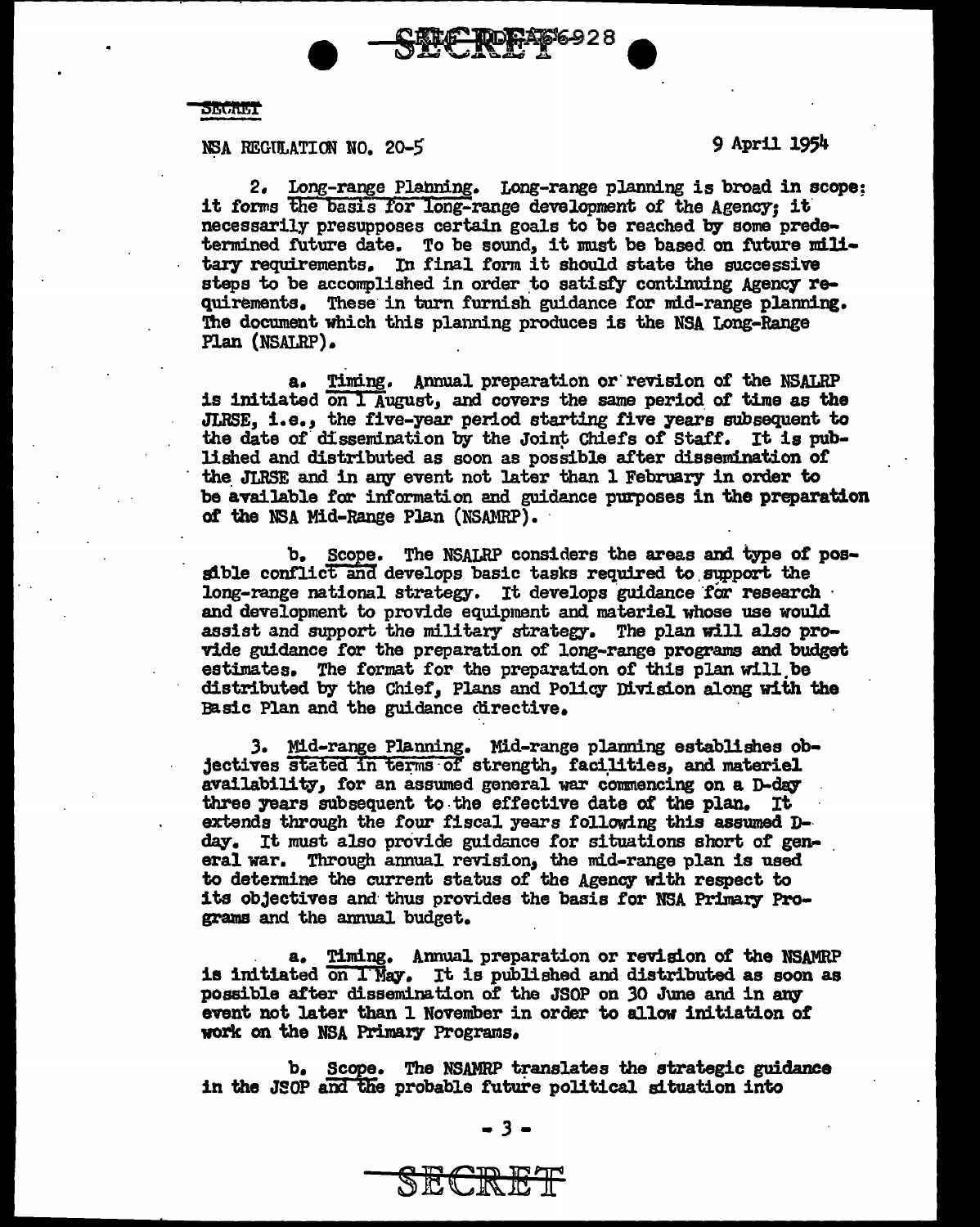NSA REGULATION NO. 20-5 9 April 1954

2. Long-range Planning. Long-range planning is broad in scope; it forms the basis for long-range development of the Agency; it necessarily presupposes certain goals to be reached by some predetermined future date. To be sound, it must be based on future military requirements. In final form it should state the successive steps to be accomplished in order to satisfy continuing Agency requirements. These in turn furnish guidance for mid-range planning. The document which this planning produces is the NSA Long-Range Plan (NSALRP).

a. Timing. Annual preparation or revision of the NSALRP is initiated on 1 August, and covers the same period of time as the JLRSE, i.e., the five-year period starting five years subsequent to the date of dissemination by the Joint Chiefs of Staff. It is published and distributed as soon as possible after dissemination of the JLRSE and in any event not later than 1 February in order to be available for information and guidance purposes in the preparation of the NSA Mid-Range Plan (NSAMRP).

b. Scope. The NSALRP considers the areas and type of possible conflict and develops basic tasks required to support the long-range national strategy. It develops guidance for research and development to provide equipment and materiel whose use would assist and support the military strategy. The plan will also provide guidance for the preparation of long-range programs and budget estimates. The format for the preparation of this plan will be distributed by the Chief, Plans and Policy Division along with the Basic Plan and the guidance directive.

3. Mid-range Planning. Mid-range planning establishes objectives stated in terms of strength, facilities, and materiel availability, for an assumed general war commencing on a D-day three years subsequent to the effective date of the plan. It extends through the four fiscal years following this assumed D-day. It must also provide guidance for situations short of general war. Through annual revision, the mid-range plan is used to determine the current status of the Agency with respect to its objectives and thus provides the basis for NSA Primary Programs and the annual budget.

a. Timing. Annual preparation or revision of the NSAMRP is initiated on 1 May. It is published and distributed as soon as possible after dissemination of the JSOP on 30 June and in any event not later than 1 November in order to allow initiation of work on the NSA Primary Programs.

b. Scope. The NSAMRP translates the strategic guidance in the JSOP and the probable future political situation into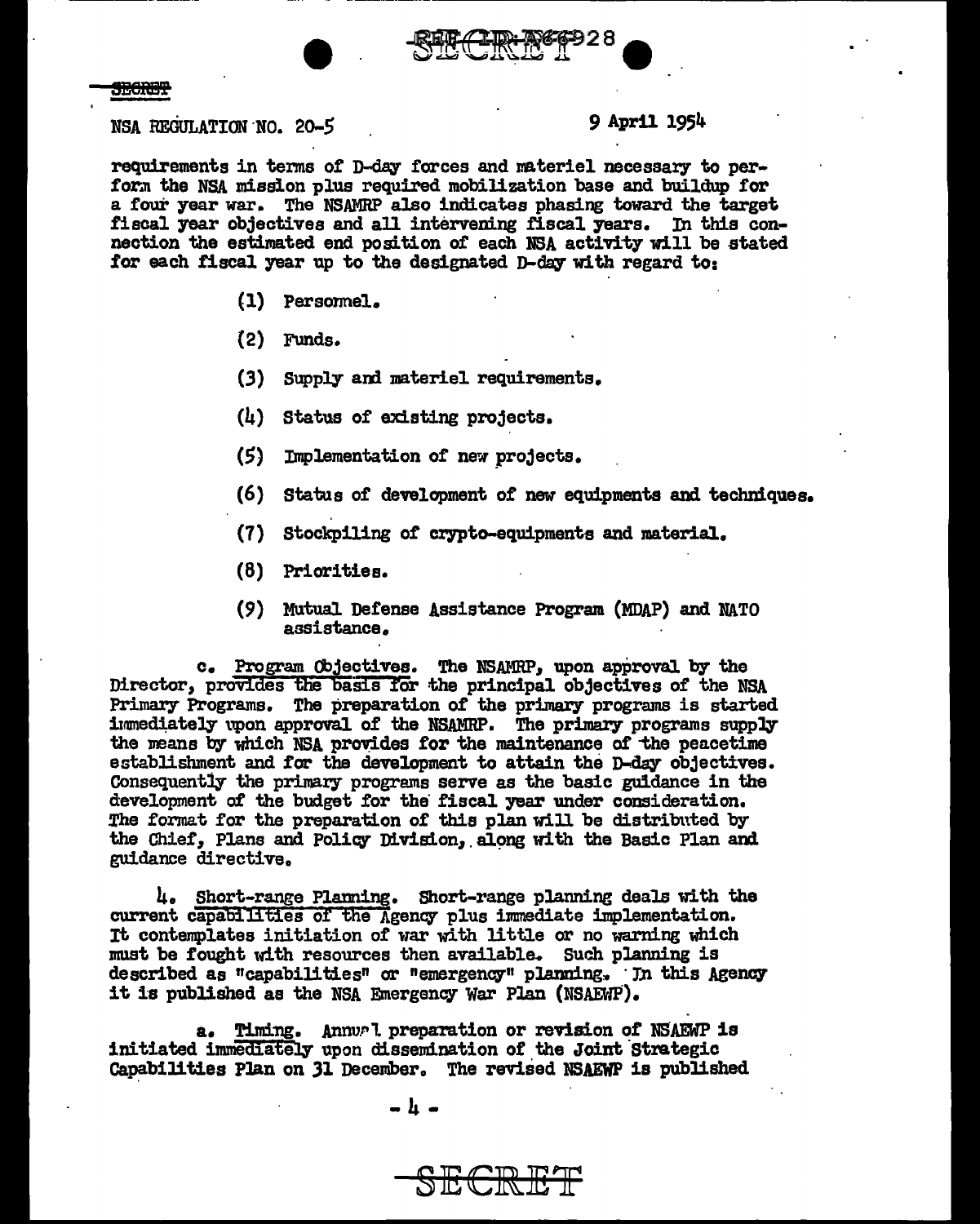NSA REGULATION NO. 20-5 9 April 1954

requirements in terms of D-day forces and materiel necessary to perform the NSA mission plus required mobilization base and buildup for a four year war. The NSAMRP also indicates phasing toward the target fiscal year objectives and all intervening fiscal years. In this connection the estimated end position of each NSA activity will be stated for each fiscal year up to the designated D-day with regard to:

(1) Personnel.

(2) Funds.

(3) Supply and materiel requirements.

(4) Status of existing projects.

(5) Implementation of new projects.

(6) Status of development of new equipments and techniques.

(7) Stockpiling of crypto-equipments and material.

(8) Priorities.

(9) Mutual Defense Assistance Program (MDAP) and NATO assistance.

c. Program Objectives. The NSAMRP, upon approval by the Director, provides the basis for the principal objectives of the NSA Primary Programs. The preparation of the primary programs is started immediately upon approval of the NSAMRP. The primary programs supply the means by which NSA provides for the maintenance of the peacetime establishment and for the development to attain the D-day objectives. Consequently the primary programs serve as the basic guidance in the development of the budget for the fiscal year under consideration. The format for the preparation of this plan will be distributed by the Chief, Plans and Policy Division, along with the Basic Plan and guidance directive.

4. Short-range Planning. Short-range planning deals with the current capabilities of the Agency plus immediate implementation. It contemplates initiation of war with little or no warning which must be fought with resources then available. Such planning is described as "capabilities" or "emergency" planning. In this Agency it is published as the NSA Emergency War Plan (NSAEWP).

a. Timing. Annual preparation or revision of NSAEWP is initiated immediately upon dissemination of the Joint Strategic Capabilities Plan on 31 December. The revised NSAEWP is published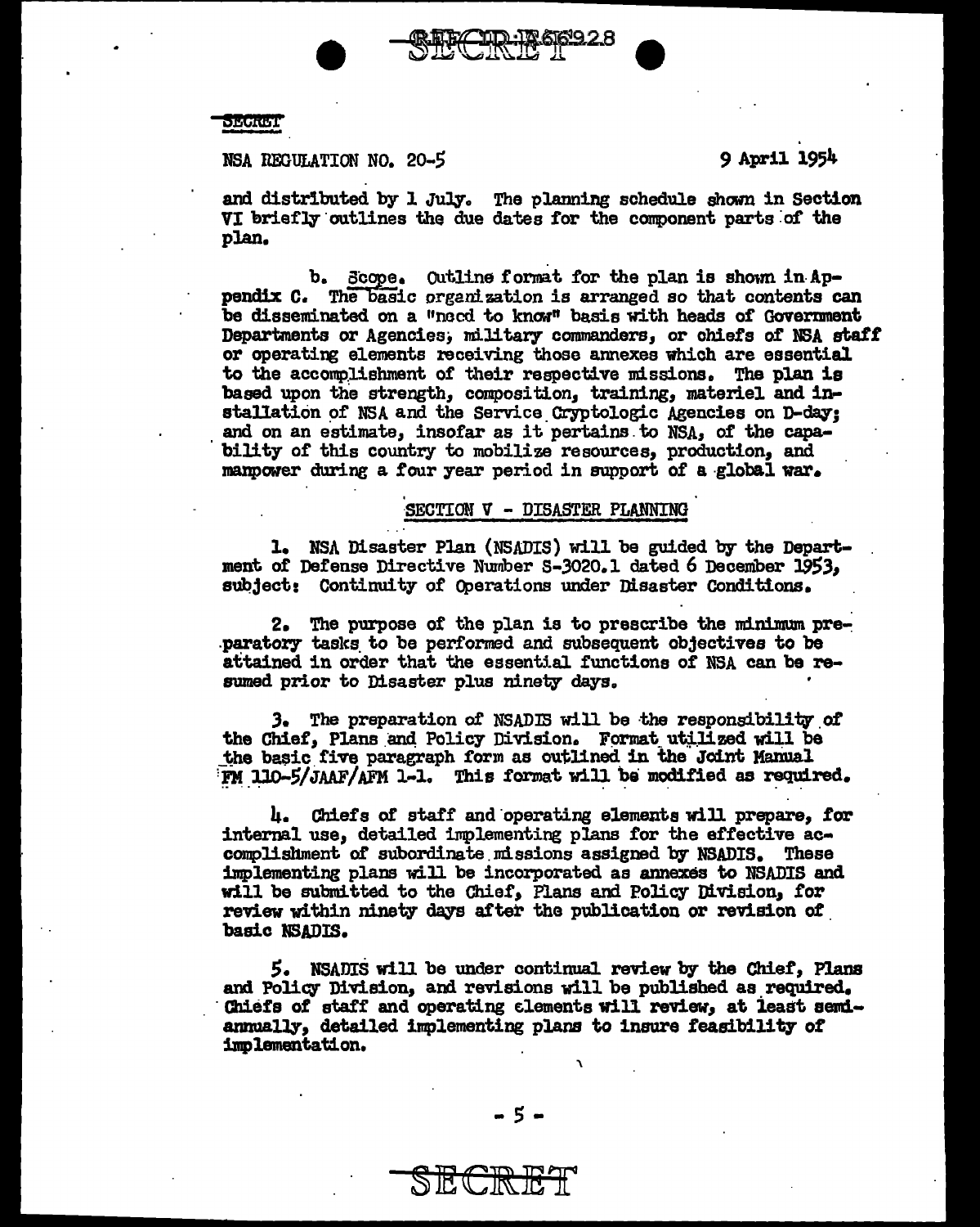SECRET

NSA REGULATION NO. 20-5 9 April 1954

and distributed by 1 July. The planning schedule shown in Section VI briefly outlines the due dates for the component parts of the plan.

b. Scope. Outline format for the plan is shown in Appendix C. The basic organization is arranged so that contents can be disseminated on a "need to know" basis with heads of Government Departments or Agencies, military commanders, or chiefs of NSA staff or operating elements receiving those annexes which are essential to the accomplishment of their respective missions. The plan is based upon the strength, composition, training, materiel and installation of NSA and the Service Cryptologic Agencies on D-day; and on an estimate, insofar as it pertains to NSA, of the capability of this country to mobilize resources, production, and manpower during a four year period in support of a global war.

## SECTION V - DISASTER PLANNING

1. NSA Disaster Plan (NSADIS) will be guided by the Department of Defense Directive Number S-3020.1 dated 6 December 1953, subject: Continuity of Operations under Disaster Conditions.

2. The purpose of the plan is to prescribe the minimum preparatory tasks to be performed and subsequent objectives to be attained in order that the essential functions of NSA can be resumed prior to Disaster plus ninety days.

3. The preparation of NSADIS will be the responsibility of the Chief, Plans and Policy Division. Format utilized will be the basic five paragraph form as outlined in the Joint Manual FM 110-5/JAAF/AFM 1-1. This format will be modified as required.

4. Chiefs of staff and operating elements will prepare, for internal use, detailed implementing plans for the effective accomplishment of subordinate missions assigned by NSADIS. These implementing plans will be incorporated as annexes to NSADIS and will be submitted to the Chief, Plans and Policy Division, for review within ninety days after the publication or revision of basic NSADIS.

5. NSADIS will be under continual review by the Chief, Plans and Policy Division, and revisions will be published as required. Chiefs of staff and operating elements will review, at least semi-annually, detailed implementing plans to insure feasibility of implementation.

SECRET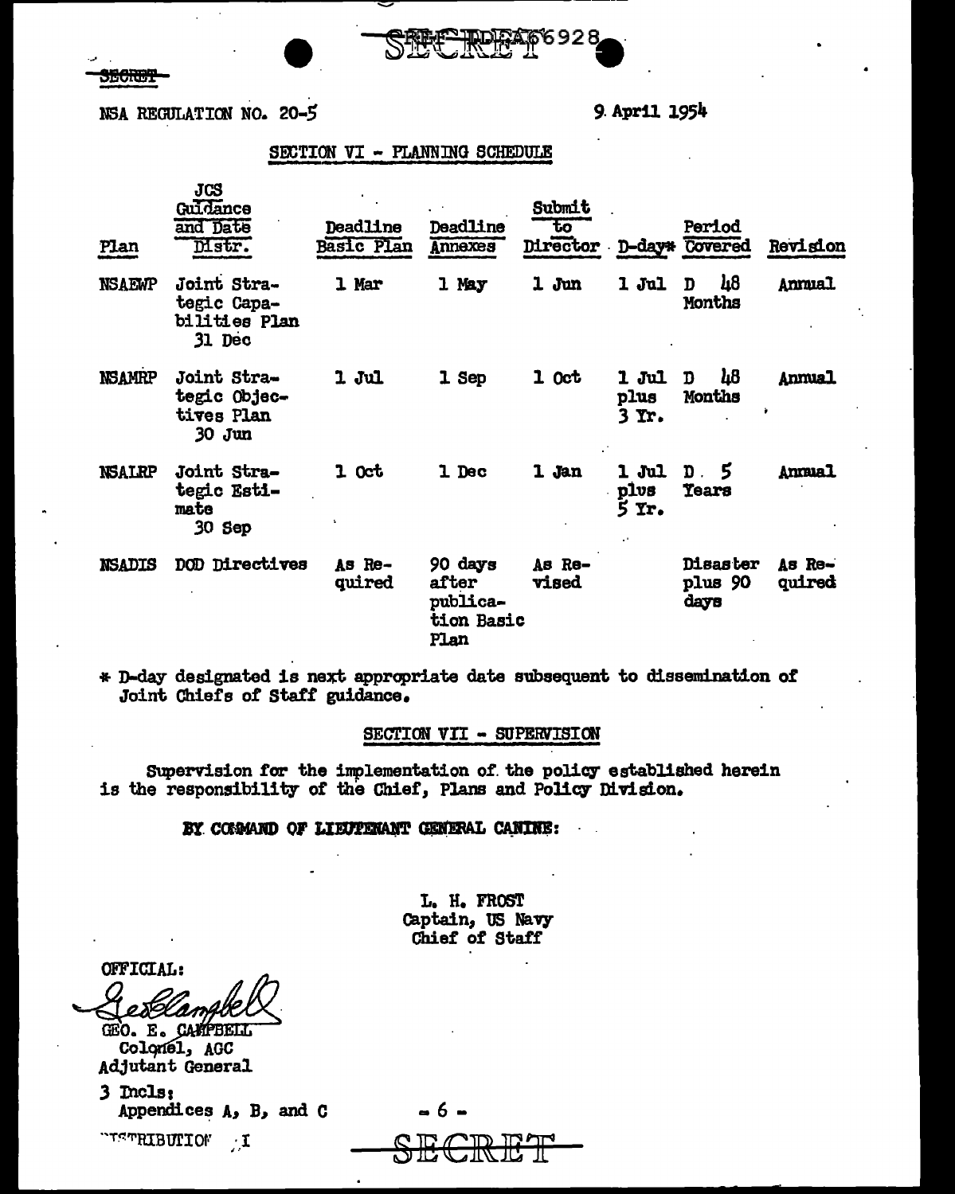SECRET

NSA REGULATION NO. 20-5

9 April 1954

## SECTION VI - PLANNING SCHEDULE

| Plan | JCS Guidance and Date Distr. | Deadline Basic Plan | Deadline Annexes | Submit to Director | D-day* | Period Covered | Revision |
|---|---|---|---|---|---|---|---|
| NSAEWP | Joint Strategic Capabilities Plan 31 Dec | 1 Mar | 1 May | 1 Jun | 1 Jul | D 48 Months | Annual |
| NSAMRP | Joint Strategic Objectives Plan 30 Jun | 1 Jul | 1 Sep | 1 Oct | 1 Jul plus 3 Yr. | D 48 Months | Annual |
| NSALRP | Joint Strategic Estimate 30 Sep | 1 Oct | 1 Dec | 1 Jan | 1 Jul plus 5 Yr. | D 5 Years | Annual |
| NSADIS | DOD Directives | As Required | 90 days after publication Basic Plan | As Revised | | Disaster plus 90 days | As Required |

\* D-day designated is next appropriate date subsequent to dissemination of Joint Chiefs of Staff guidance.

## SECTION VII - SUPERVISION

Supervision for the implementation of the policy established herein is the responsibility of the Chief, Plans and Policy Division.

BY COMMAND OF LIEUTENANT GENERAL CANINE:

L. H. FROST
Captain, US Navy
Chief of Staff

OFFICIAL:

GEO. E. CAMPBELL
Colonel, AGC
Adjutant General

3 Incls:
Appendices A, B, and C

DISTRIBUTION I

SECRET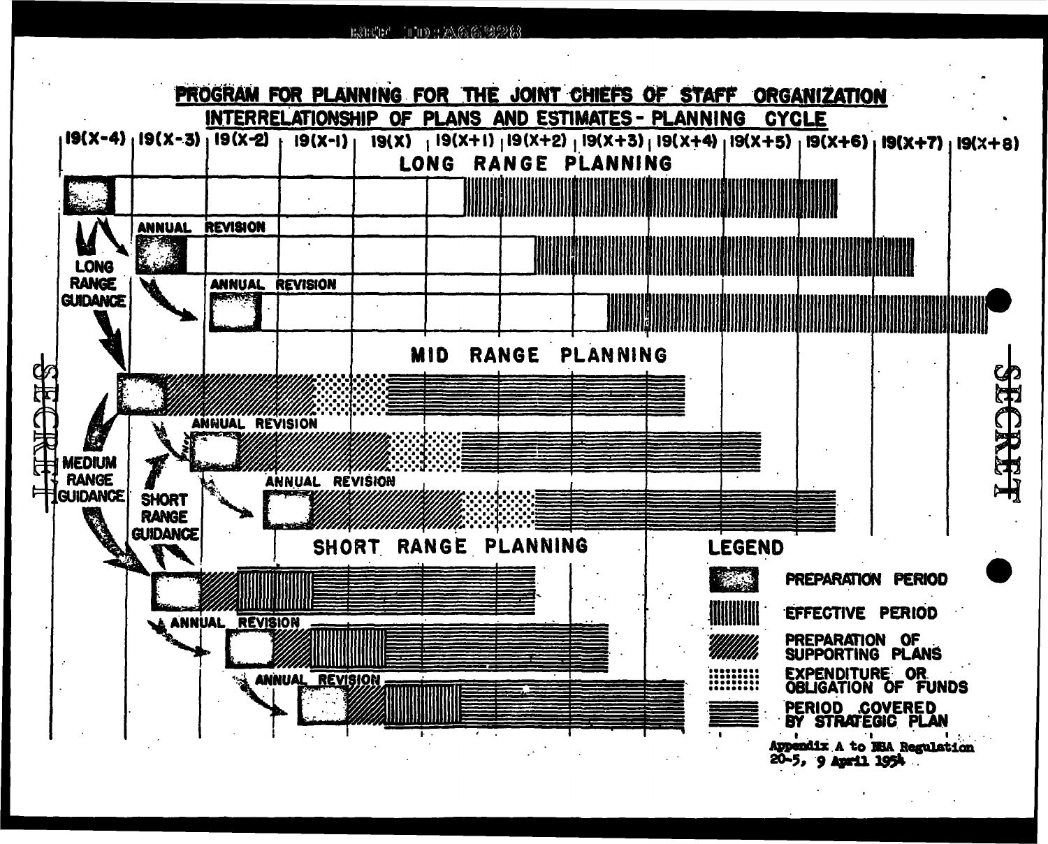REF ID:A66928

# PROGRAM FOR PLANNING FOR THE JOINT CHIEFS OF STAFF ORGANIZATION

## INTERRELATIONSHIP OF PLANS AND ESTIMATES - PLANNING CYCLE

19(X-4) | 19(X-3) | 19(X-2) | 19(X-1) | 19(X) | 19(X+1) | 19(X+2) | 19(X+3) | 19(X+4) | 19(X+5) | 19(X+6) | 19(X+7) | 19(X+8)

### LONG RANGE PLANNING

ANNUAL REVISION

ANNUAL REVISION

LONG RANGE GUIDANCE

### MID RANGE PLANNING

ANNUAL REVISION

ANNUAL REVISION

MEDIUM RANGE GUIDANCE

SHORT RANGE GUIDANCE

### SHORT RANGE PLANNING

ANNUAL REVISION

ANNUAL REVISION

SECRET

SECRET

### LEGEND

- PREPARATION PERIOD
- EFFECTIVE PERIOD
- PREPARATION OF SUPPORTING PLANS
- EXPENDITURE OR OBLIGATION OF FUNDS
- PERIOD COVERED BY STRATEGIC PLAN

Appendix A to NSA Regulation 20-5, 9 April 1954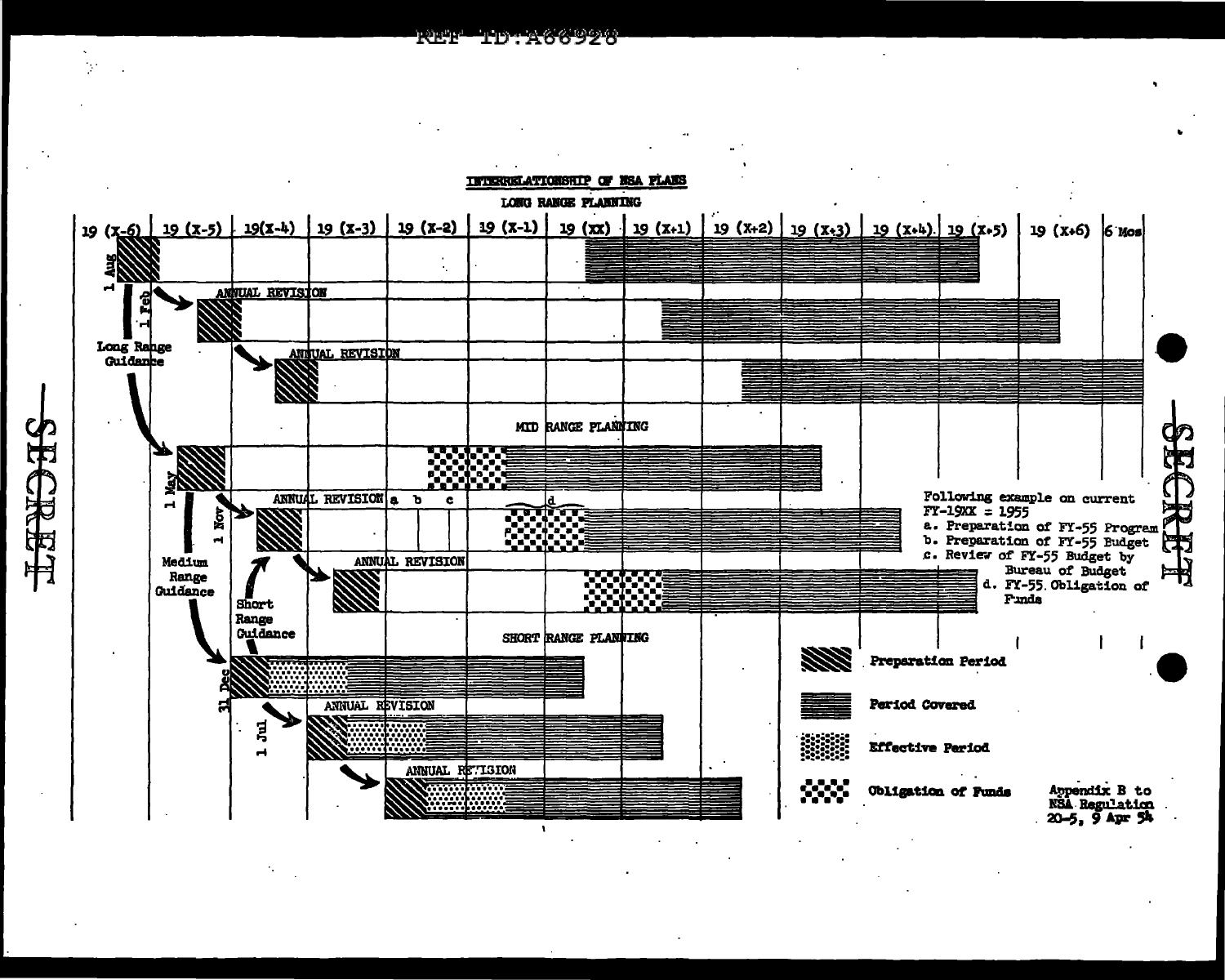# INTERRELATIONSHIP OF NSA PLANS

## LONG RANGE PLANNING

19 (X-6) | 19 (X-5) | 19(X-4) | 19 (X-3) | 19 (X-2) | 19 (X-1) | 19 (XX) | 19 (X+1) | 19 (X+2) | 19 (X+3) | 19 (X+4) | 19 (X+5) | 19 (X+6) | 6 Mos

1 Aug

1 Feb

ANNUAL REVISION

ANNUAL REVISION

Long Range Guidance

## MID RANGE PLANNING

1 May

1 Nov

ANNUAL REVISION a b c

d

ANNUAL REVISION

Medium Range Guidance

Short Range Guidance

Following example on current FY-19XX = 1955

a. Preparation of FY-55 Program
b. Preparation of FY-55 Budget
c. Review of FY-55 Budget by Bureau of Budget
d. FY-55 Obligation of Funds

## SHORT RANGE PLANNING

31 Dec

1 Jul

ANNUAL REVISION

ANNUAL REVISION

Preparation Period

Period Covered

Effective Period

Obligation of Funds

Appendix B to NSA Regulation 20-5, 9 Apr 54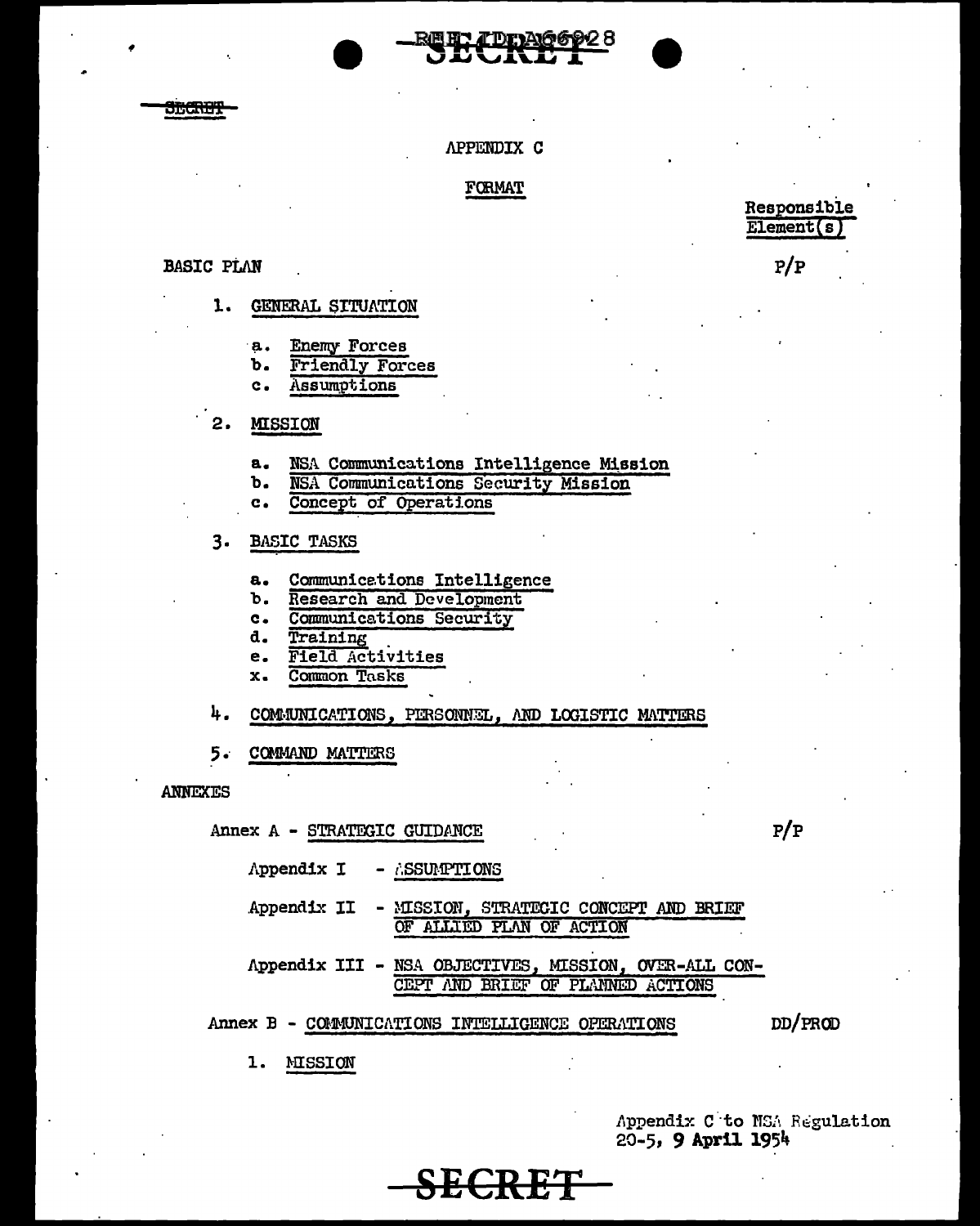SECRET

## APPENDIX C

### FORMAT

Responsible Element(s)

**BASIC PLAN** — P/P

1. GENERAL SITUATION
   - a. Enemy Forces
   - b. Friendly Forces
   - c. Assumptions

2. MISSION
   - a. NSA Communications Intelligence Mission
   - b. NSA Communications Security Mission
   - c. Concept of Operations

3. BASIC TASKS
   - a. Communications Intelligence
   - b. Research and Development
   - c. Communications Security
   - d. Training
   - e. Field Activities
   - x. Common Tasks

4. COMMUNICATIONS, PERSONNEL, AND LOGISTIC MATTERS

5. COMMAND MATTERS

**ANNEXES**

Annex A - STRATEGIC GUIDANCE — P/P

- Appendix I - ASSUMPTIONS
- Appendix II - MISSION, STRATEGIC CONCEPT AND BRIEF OF ALLIED PLAN OF ACTION
- Appendix III - NSA OBJECTIVES, MISSION, OVER-ALL CONCEPT AND BRIEF OF PLANNED ACTIONS

Annex B - COMMUNICATIONS INTELLIGENCE OPERATIONS — DD/PROD

1. MISSION

Appendix C to NSA Regulation 20-5, 9 April 1954

SECRET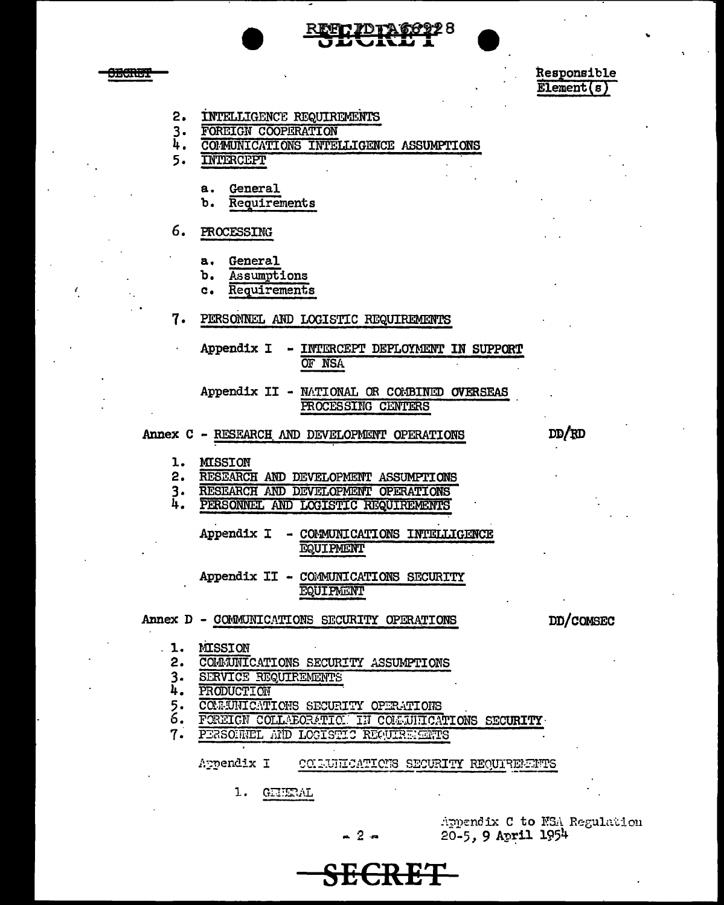Responsible Element(s)

2. INTELLIGENCE REQUIREMENTS
3. FOREIGN COOPERATION
4. COMMUNICATIONS INTELLIGENCE ASSUMPTIONS
5. INTERCEPT

   a. General
   b. Requirements

6. PROCESSING

   a. General
   b. Assumptions
   c. Requirements

7. PERSONNEL AND LOGISTIC REQUIREMENTS

   Appendix I - INTERCEPT DEPLOYMENT IN SUPPORT OF NSA

   Appendix II - NATIONAL OR COMBINED OVERSEAS PROCESSING CENTERS

Annex C - RESEARCH AND DEVELOPMENT OPERATIONS — DD/RD

1. MISSION
2. RESEARCH AND DEVELOPMENT ASSUMPTIONS
3. RESEARCH AND DEVELOPMENT OPERATIONS
4. PERSONNEL AND LOGISTIC REQUIREMENTS

   Appendix I - COMMUNICATIONS INTELLIGENCE EQUIPMENT

   Appendix II - COMMUNICATIONS SECURITY EQUIPMENT

Annex D - COMMUNICATIONS SECURITY OPERATIONS — DD/COMSEC

1. MISSION
2. COMMUNICATIONS SECURITY ASSUMPTIONS
3. SERVICE REQUIREMENTS
4. PRODUCTION
5. COMMUNICATIONS SECURITY OPERATIONS
6. FOREIGN COLLABORATION IN COMMUNICATIONS SECURITY
7. PERSONNEL AND LOGISTIC REQUIREMENTS

   Appendix I COMMUNICATIONS SECURITY REQUIREMENTS

      1. GENERAL

Appendix C to NSA Regulation 20-5, 9 April 1954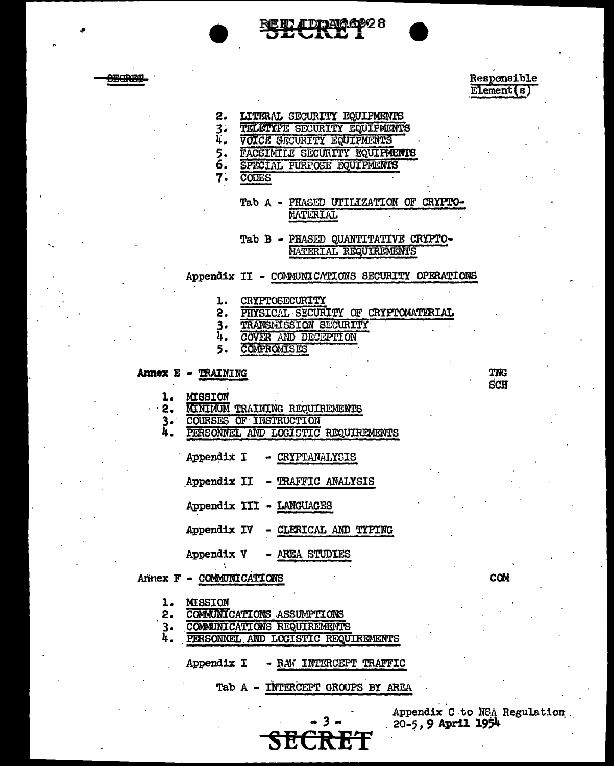Responsible Element(s)

2. LITERAL SECURITY EQUIPMENTS
3. TELETYPE SECURITY EQUIPMENTS
4. VOICE SECURITY EQUIPMENTS
5. FACSIMILE SECURITY EQUIPMENTS
6. SPECIAL PURPOSE EQUIPMENTS
7. CODES

Tab A - PHASED UTILIZATION OF CRYPTO-MATERIAL

Tab B - PHASED QUANTITATIVE CRYPTO-MATERIAL REQUIREMENTS

Appendix II - COMMUNICATIONS SECURITY OPERATIONS

1. CRYPTOSECURITY
2. PHYSICAL SECURITY OF CRYPTOMATERIAL
3. TRANSMISSION SECURITY
4. COVER AND DECEPTION
5. COMPROMISES

**Annex E** - TRAINING — TNG SCH

1. MISSION
2. MINIMUM TRAINING REQUIREMENTS
3. COURSES OF INSTRUCTION
4. PERSONNEL AND LOGISTIC REQUIREMENTS

Appendix I - CRYPTANALYSIS

Appendix II - TRAFFIC ANALYSIS

Appendix III - LANGUAGES

Appendix IV - CLERICAL AND TYPING

Appendix V - AREA STUDIES

Annex F - COMMUNICATIONS — COM

1. MISSION
2. COMMUNICATIONS ASSUMPTIONS
3. COMMUNICATIONS REQUIREMENTS
4. PERSONNEL AND LOGISTIC REQUIREMENTS

Appendix I - RAW INTERCEPT TRAFFIC

Tab A - INTERCEPT GROUPS BY AREA

Appendix C to NSA Regulation 20-5, 9 April 1954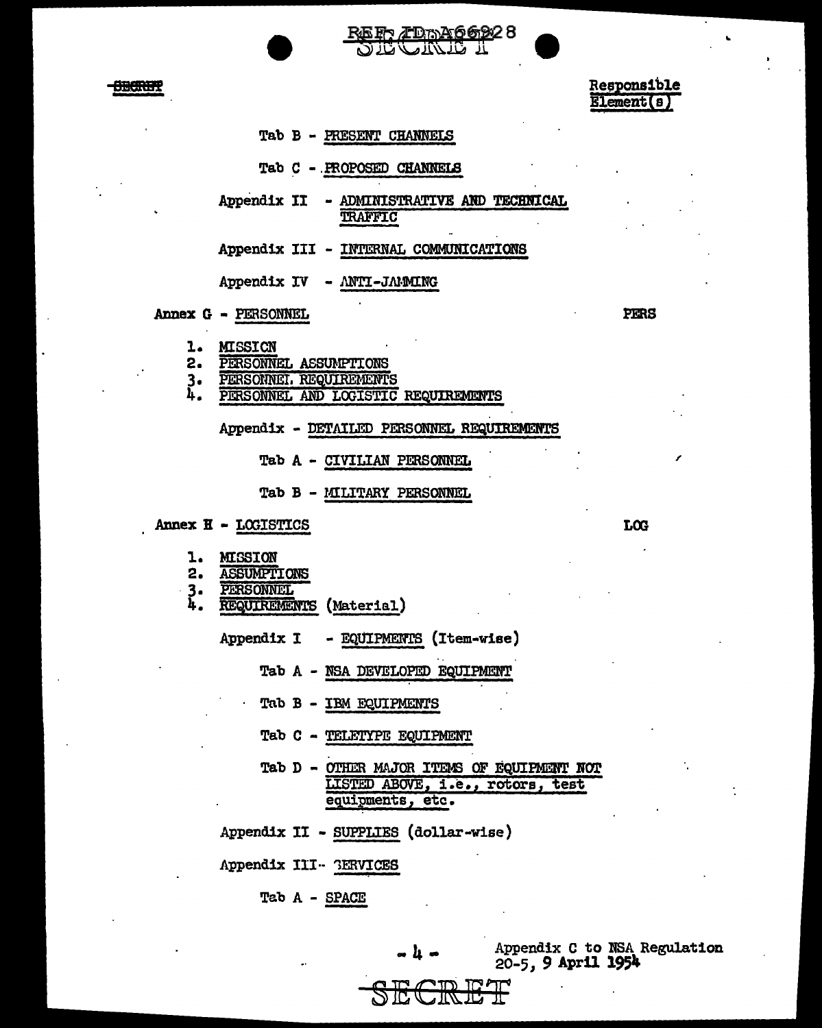Responsible Element(s)

Tab B - PRESENT CHANNELS

Tab C - PROPOSED CHANNELS

Appendix II - ADMINISTRATIVE AND TECHNICAL TRAFFIC

Appendix III - INTERNAL COMMUNICATIONS

Appendix IV - ANTI-JAMMING

Annex G - PERSONNEL — PERS

1. MISSION
2. PERSONNEL ASSUMPTIONS
3. PERSONNEL REQUIREMENTS
4. PERSONNEL AND LOGISTIC REQUIREMENTS

Appendix - DETAILED PERSONNEL REQUIREMENTS

Tab A - CIVILIAN PERSONNEL

Tab B - MILITARY PERSONNEL

Annex H - LOGISTICS — LOG

1. MISSION
2. ASSUMPTIONS
3. PERSONNEL
4. REQUIREMENTS (Material)

Appendix I - EQUIPMENTS (Item-wise)

Tab A - NSA DEVELOPED EQUIPMENT

Tab B - IBM EQUIPMENTS

Tab C - TELETYPE EQUIPMENT

Tab D - OTHER MAJOR ITEMS OF EQUIPMENT NOT LISTED ABOVE, i.e., rotors, test equipments, etc.

Appendix II - SUPPLIES (dollar-wise)

Appendix III - SERVICES

Tab A - SPACE

Appendix C to NSA Regulation 20-5, 9 April 1954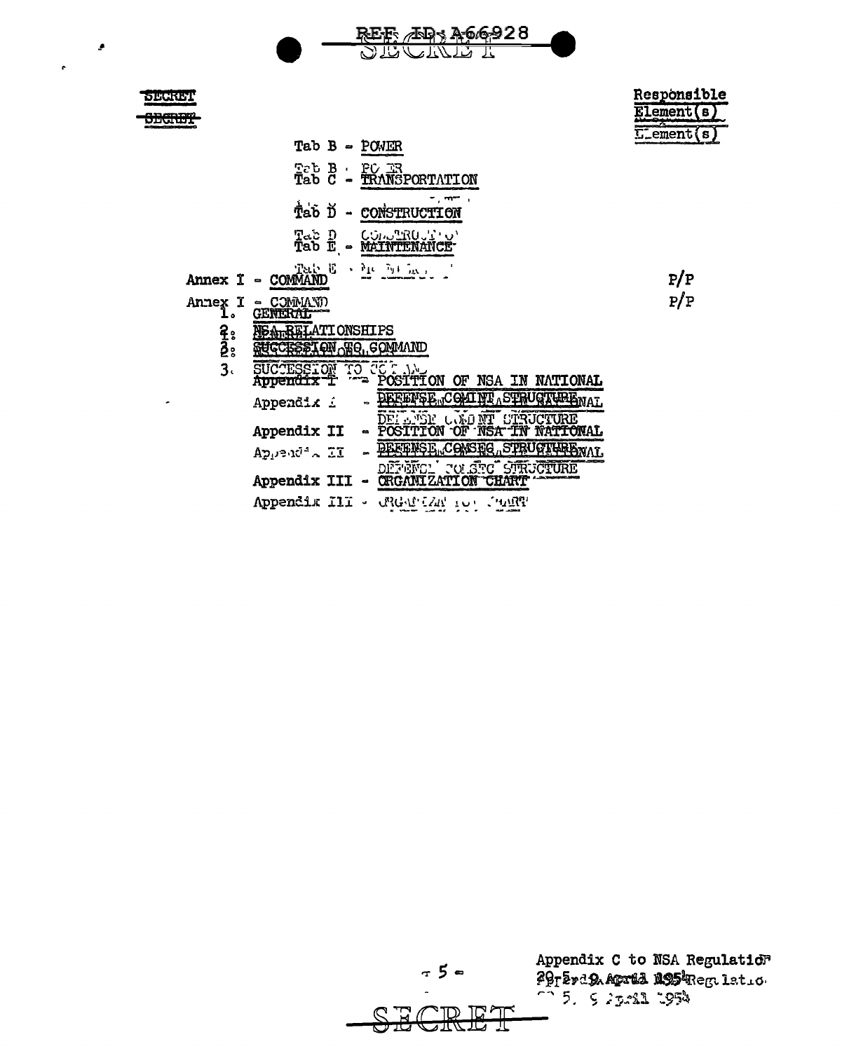REF ID: A66928

SECRET

SECRET

Responsible Element(s)

Tab B - POWER

Tab C - TRANSPORTATION

Tab D - CONSTRUCTION

Tab E - MAINTENANCE

Annex I - COMMAND P/P

1. GENERAL

2. NSA RELATIONSHIPS

3. SUCCESSION TO COMMAND

Appendix I - POSITION OF NSA IN NATIONAL DEFENSE COMINT STRUCTURE

Appendix II - POSITION OF NSA IN NATIONAL DEFENSE COMSEC STRUCTURE

Appendix III - ORGANIZATION CHART

- 5 -

Appendix C to NSA Regulation 20-5, 9 April 1954

SECRET